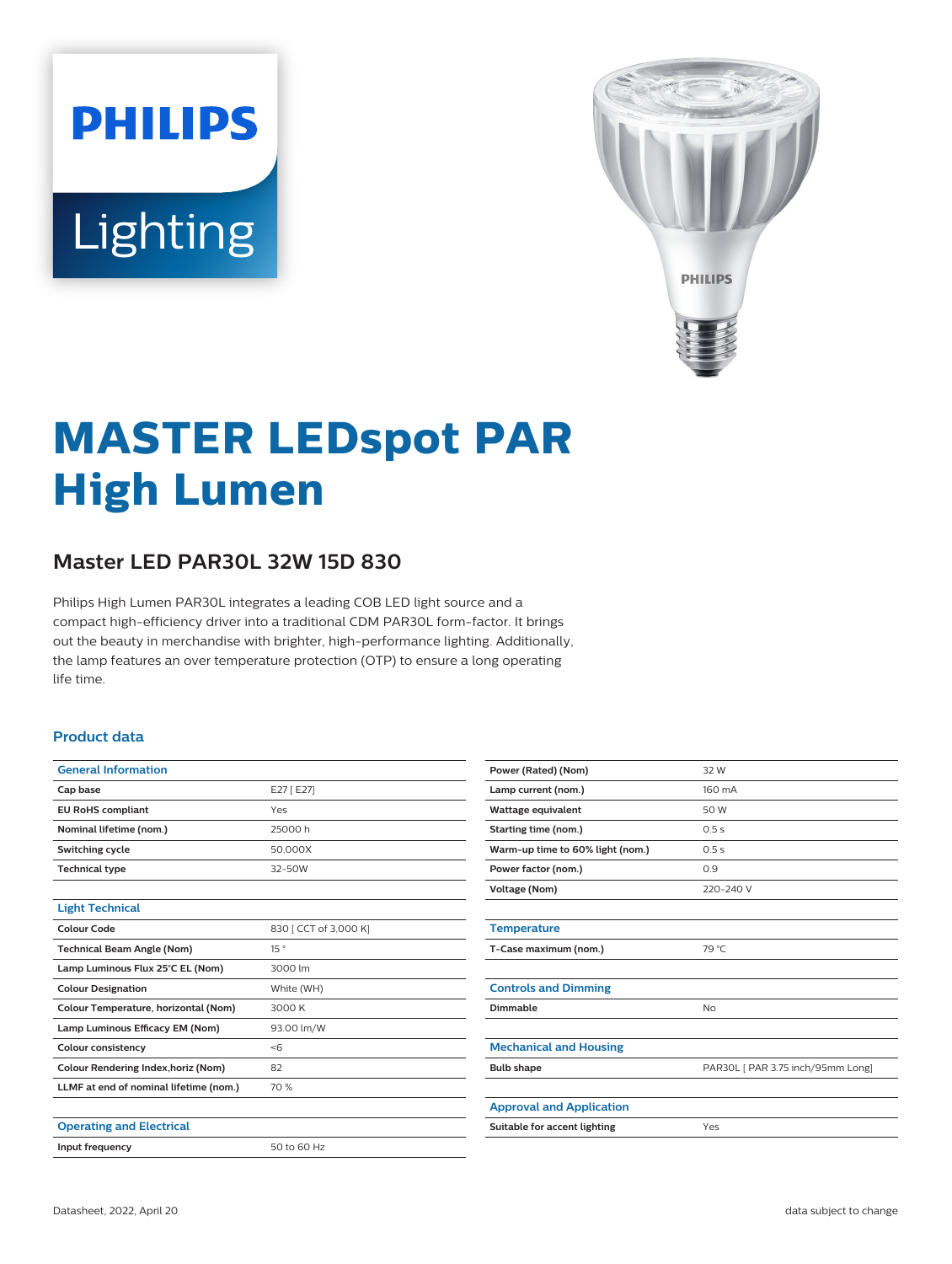PHILIPS

Lighting

# MASTER LEDspot PAR High Lumen

## Master LED PAR30L 32W 15D 830

Philips High Lumen PAR30L integrates a leading COB LED light source and a compact high-efficiency driver into a traditional CDM PAR30L form-factor. It brings out the beauty in merchandise with brighter, high-performance lighting. Additionally, the lamp features an over temperature protection (OTP) to ensure a long operating life time.

### Product data

| General Information | |
|---|---|
| Cap base | E27 [ E27] |
| EU RoHS compliant | Yes |
| Nominal lifetime (nom.) | 25000 h |
| Switching cycle | 50,000X |
| Technical type | 32-50W |

| Light Technical | |
|---|---|
| Colour Code | 830 [ CCT of 3,000 K] |
| Technical Beam Angle (Nom) | 15 ° |
| Lamp Luminous Flux 25°C EL (Nom) | 3000 lm |
| Colour Designation | White (WH) |
| Colour Temperature, horizontal (Nom) | 3000 K |
| Lamp Luminous Efficacy EM (Nom) | 93.00 lm/W |
| Colour consistency | <6 |
| Colour Rendering Index,horiz (Nom) | 82 |
| LLMF at end of nominal lifetime (nom.) | 70 % |

| Operating and Electrical | |
|---|---|
| Input frequency | 50 to 60 Hz |
| Power (Rated) (Nom) | 32 W |
| Lamp current (nom.) | 160 mA |
| Wattage equivalent | 50 W |
| Starting time (nom.) | 0.5 s |
| Warm-up time to 60% light (nom.) | 0.5 s |
| Power factor (nom.) | 0.9 |
| Voltage (Nom) | 220-240 V |

| Temperature | |
|---|---|
| T-Case maximum (nom.) | 79 °C |

| Controls and Dimming | |
|---|---|
| Dimmable | No |

| Mechanical and Housing | |
|---|---|
| Bulb shape | PAR30L [ PAR 3.75 inch/95mm Long] |

| Approval and Application | |
|---|---|
| Suitable for accent lighting | Yes |

Datasheet, 2022, April 20

data subject to change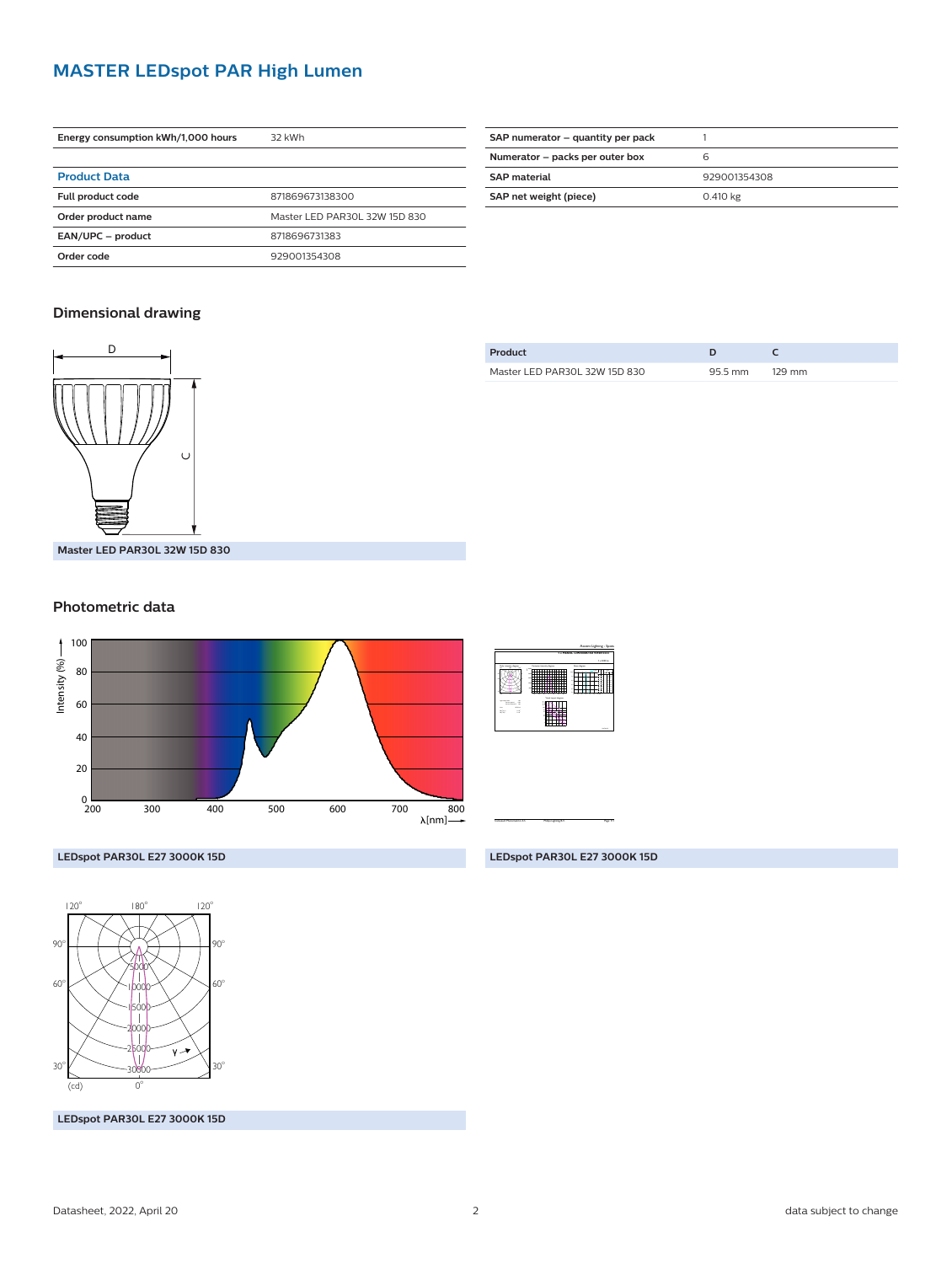# MASTER LEDspot PAR High Lumen

| | |
|---|---|
| Energy consumption kWh/1,000 hours | 32 kWh |

**Product Data**

| | |
|---|---|
| Full product code | 871869673138300 |
| Order product name | Master LED PAR30L 32W 15D 830 |
| EAN/UPC – product | 8718696731383 |
| Order code | 929001354308 |

| | |
|---|---|
| SAP numerator – quantity per pack | 1 |
| Numerator – packs per outer box | 6 |
| SAP material | 929001354308 |
| SAP net weight (piece) | 0.410 kg |

## Dimensional drawing

D

C

Master LED PAR30L 32W 15D 830

| Product | D | C |
|---|---|---|
| Master LED PAR30L 32W 15D 830 | 95.5 mm | 129 mm |

## Photometric data

Intensity (%)
100
80
60
40
20
0
200
300
400
500
600
700
800
λ[nm]

LEDspot PAR30L E27 3000K 15D

LEDspot PAR30L E27 3000K 15D

120°
180°
120°
90°
90°
60°
60°
5000
10000
15000
20000
25000
30000
γ
30°
30°
(cd)
0°

LEDspot PAR30L E27 3000K 15D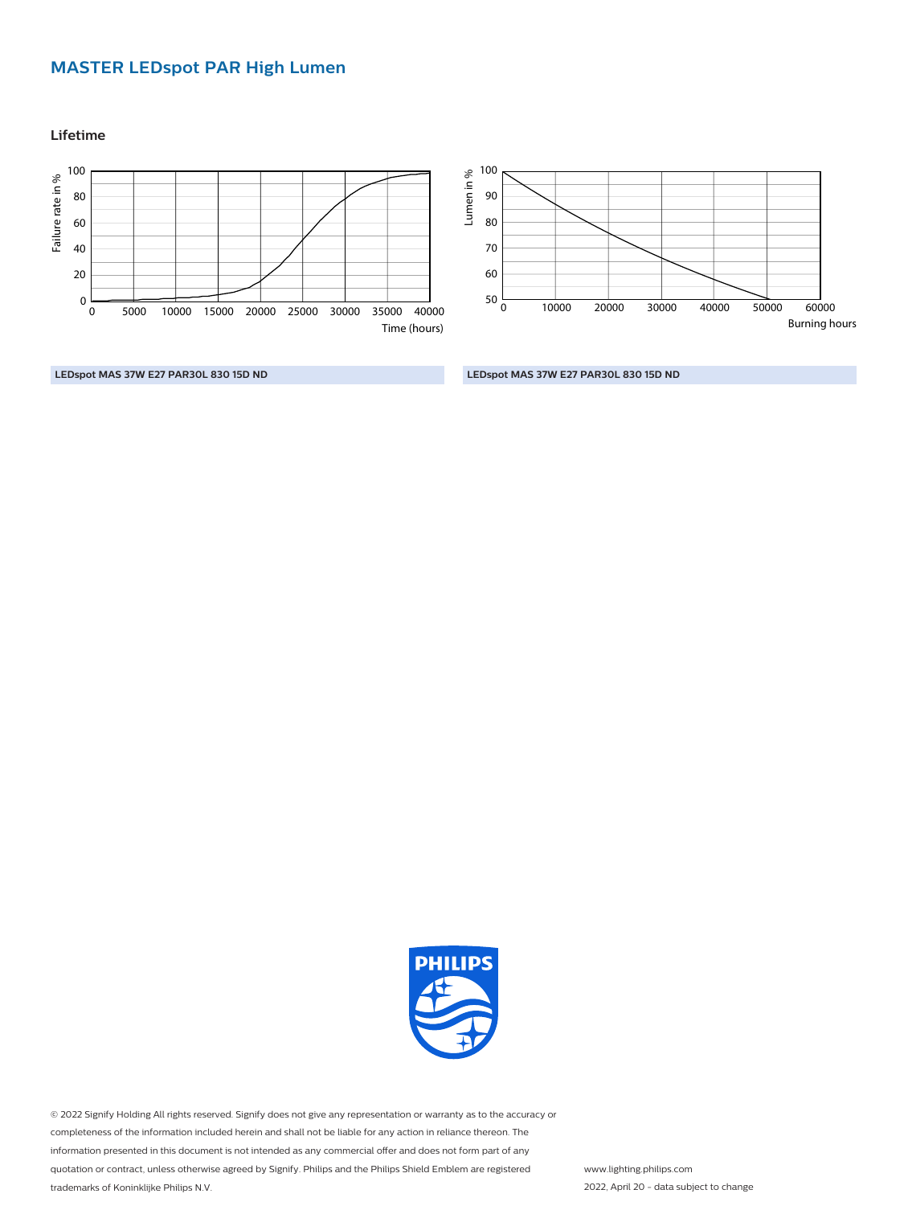## MASTER LEDspot PAR High Lumen

### Lifetime

Failure rate in %
100
80
60
40
20
0
0 5000 10000 15000 20000 25000 30000 35000 40000
Time (hours)

Lumen in %
100
90
80
70
60
50
0 10000 20000 30000 40000 50000 60000
Burning hours

**LEDspot MAS 37W E27 PAR30L 830 15D ND**

**LEDspot MAS 37W E27 PAR30L 830 15D ND**

© 2022 Signify Holding All rights reserved. Signify does not give any representation or warranty as to the accuracy or completeness of the information included herein and shall not be liable for any action in reliance thereon. The information presented in this document is not intended as any commercial offer and does not form part of any quotation or contract, unless otherwise agreed by Signify. Philips and the Philips Shield Emblem are registered trademarks of Koninklijke Philips N.V.

www.lighting.philips.com

2022, April 20 - data subject to change